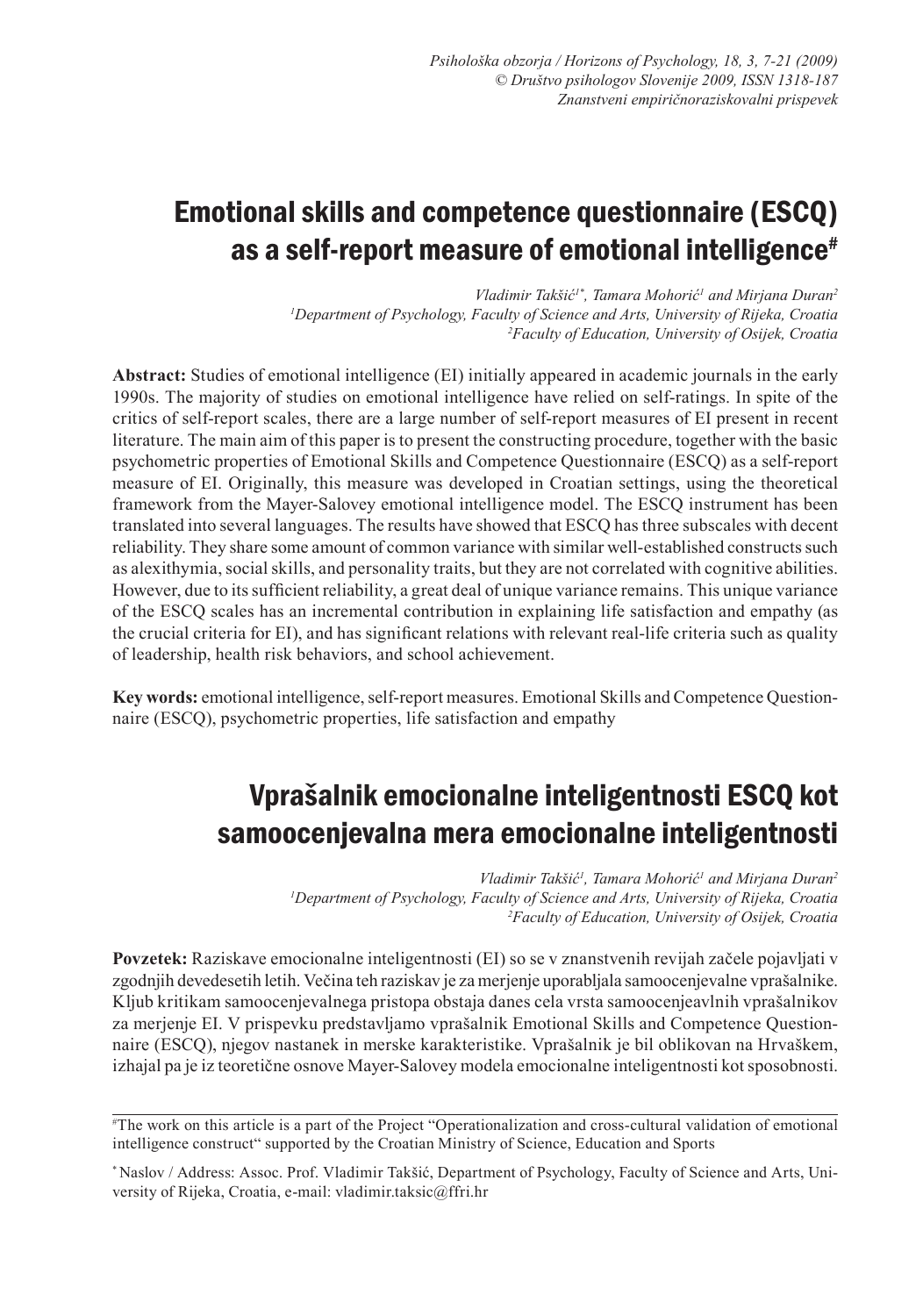*Znanstveni empiričnoraziskovalni prispevek*

# Emotional skills and competence questionnaire (ESCQ) as a self-report measure of emotional intelligence[#]

*Vladimir Takšić[1*], Tamara Mohorić[1] and Mirjana Duran[2]*
*[1]Department of Psychology, Faculty of Science and Arts, University of Rijeka, Croatia*
*[2]Faculty of Education, University of Osijek, Croatia*

**Abstract:** Studies of emotional intelligence (EI) initially appeared in academic journals in the early 1990s. The majority of studies on emotional intelligence have relied on self-ratings. In spite of the critics of self-report scales, there are a large number of self-report measures of EI present in recent literature. The main aim of this paper is to present the constructing procedure, together with the basic psychometric properties of Emotional Skills and Competence Questionnaire (ESCQ) as a self-report measure of EI. Originally, this measure was developed in Croatian settings, using the theoretical framework from the Mayer-Salovey emotional intelligence model. The ESCQ instrument has been translated into several languages. The results have showed that ESCQ has three subscales with decent reliability. They share some amount of common variance with similar well-established constructs such as alexithymia, social skills, and personality traits, but they are not correlated with cognitive abilities. However, due to its sufficient reliability, a great deal of unique variance remains. This unique variance of the ESCQ scales has an incremental contribution in explaining life satisfaction and empathy (as the crucial criteria for EI), and has significant relations with relevant real-life criteria such as quality of leadership, health risk behaviors, and school achievement.

**Key words:** emotional intelligence, self-report measures. Emotional Skills and Competence Questionnaire (ESCQ), psychometric properties, life satisfaction and empathy

# Vprašalnik emocionalne inteligentnosti ESCQ kot samoocenjevalna mera emocionalne inteligentnosti

*Vladimir Takšić[1], Tamara Mohorić[1] and Mirjana Duran[2]*
*[1]Department of Psychology, Faculty of Science and Arts, University of Rijeka, Croatia*
*[2]Faculty of Education, University of Osijek, Croatia*

**Povzetek:** Raziskave emocionalne inteligentnosti (EI) so se v znanstvenih revijah začele pojavljati v zgodnjih devedesetih letih. Večina teh raziskav je za merjenje uporabljala samoocenjevalne vprašalnike. Kljub kritikam samoocenjevalnega pristopa obstaja danes cela vrsta samoocenjeavlnih vprašalnikov za merjenje EI. V prispevku predstavljamo vprašalnik Emotional Skills and Competence Questionnaire (ESCQ), njegov nastanek in merske karakteristike. Vprašalnik je bil oblikovan na Hrvaškem, izhajal pa je iz teoretične osnove Mayer-Salovey modela emocionalne inteligentnosti kot sposobnosti.

---

[#]The work on this article is a part of the Project "Operationalization and cross-cultural validation of emotional intelligence construct" supported by the Croatian Ministry of Science, Education and Sports

[*] Naslov / Address: Assoc. Prof. Vladimir Takšić, Department of Psychology, Faculty of Science and Arts, University of Rijeka, Croatia, e-mail: vladimir.taksic@ffri.hr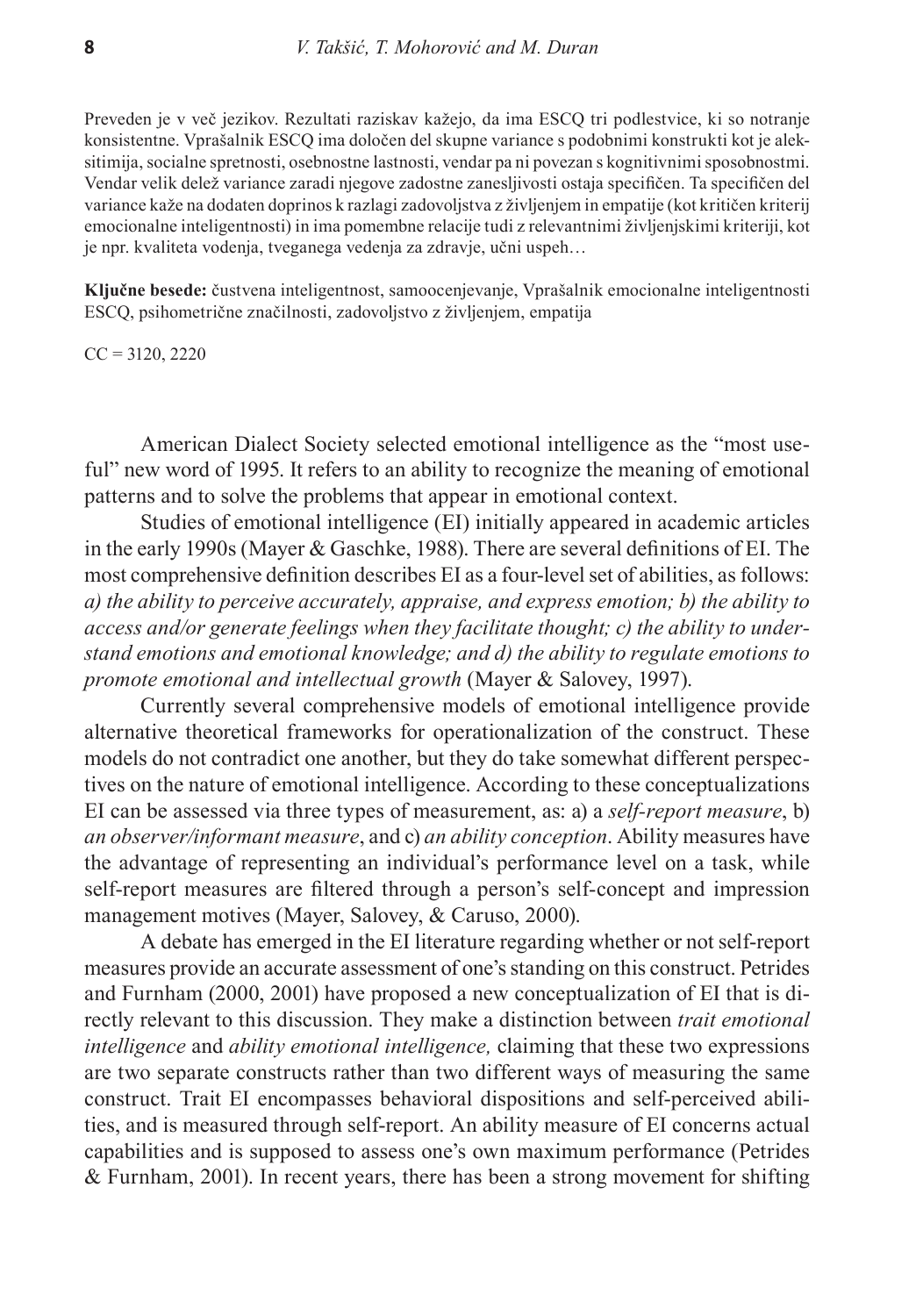Preveden je v več jezikov. Rezultati raziskav kažejo, da ima ESCQ tri podlestvice, ki so notranje konsistentne. Vprašalnik ESCQ ima določen del skupne variance s podobnimi konstrukti kot je aleksitimija, socialne spretnosti, osebnostne lastnosti, vendar pa ni povezan s kognitivnimi sposobnostmi. Vendar velik delež variance zaradi njegove zadostne zanesljivosti ostaja specifičen. Ta specifičen del variance kaže na dodaten doprinos k razlagi zadovoljstva z življenjem in empatije (kot kritičen kriterij emocionalne inteligentnosti) in ima pomembne relacije tudi z relevantnimi življenjskimi kriteriji, kot je npr. kvaliteta vodenja, tveganega vedenja za zdravje, učni uspeh…

**Ključne besede:** čustvena inteligentnost, samoocenjevanje, Vprašalnik emocionalne inteligentnosti ESCQ, psihometrične značilnosti, zadovoljstvo z življenjem, empatija

CC = 3120, 2220

American Dialect Society selected emotional intelligence as the "most useful" new word of 1995. It refers to an ability to recognize the meaning of emotional patterns and to solve the problems that appear in emotional context.

Studies of emotional intelligence (EI) initially appeared in academic articles in the early 1990s (Mayer & Gaschke, 1988). There are several definitions of EI. The most comprehensive definition describes EI as a four-level set of abilities, as follows: *a) the ability to perceive accurately, appraise, and express emotion; b) the ability to access and/or generate feelings when they facilitate thought; c) the ability to understand emotions and emotional knowledge; and d) the ability to regulate emotions to promote emotional and intellectual growth* (Mayer & Salovey, 1997).

Currently several comprehensive models of emotional intelligence provide alternative theoretical frameworks for operationalization of the construct. These models do not contradict one another, but they do take somewhat different perspectives on the nature of emotional intelligence. According to these conceptualizations EI can be assessed via three types of measurement, as: a) a *self-report measure*, b) *an observer/informant measure*, and c) *an ability conception*. Ability measures have the advantage of representing an individual's performance level on a task, while self-report measures are filtered through a person's self-concept and impression management motives (Mayer, Salovey, & Caruso, 2000).

A debate has emerged in the EI literature regarding whether or not self-report measures provide an accurate assessment of one's standing on this construct. Petrides and Furnham (2000, 2001) have proposed a new conceptualization of EI that is directly relevant to this discussion. They make a distinction between *trait emotional intelligence* and *ability emotional intelligence,* claiming that these two expressions are two separate constructs rather than two different ways of measuring the same construct. Trait EI encompasses behavioral dispositions and self-perceived abilities, and is measured through self-report. An ability measure of EI concerns actual capabilities and is supposed to assess one's own maximum performance (Petrides & Furnham, 2001). In recent years, there has been a strong movement for shifting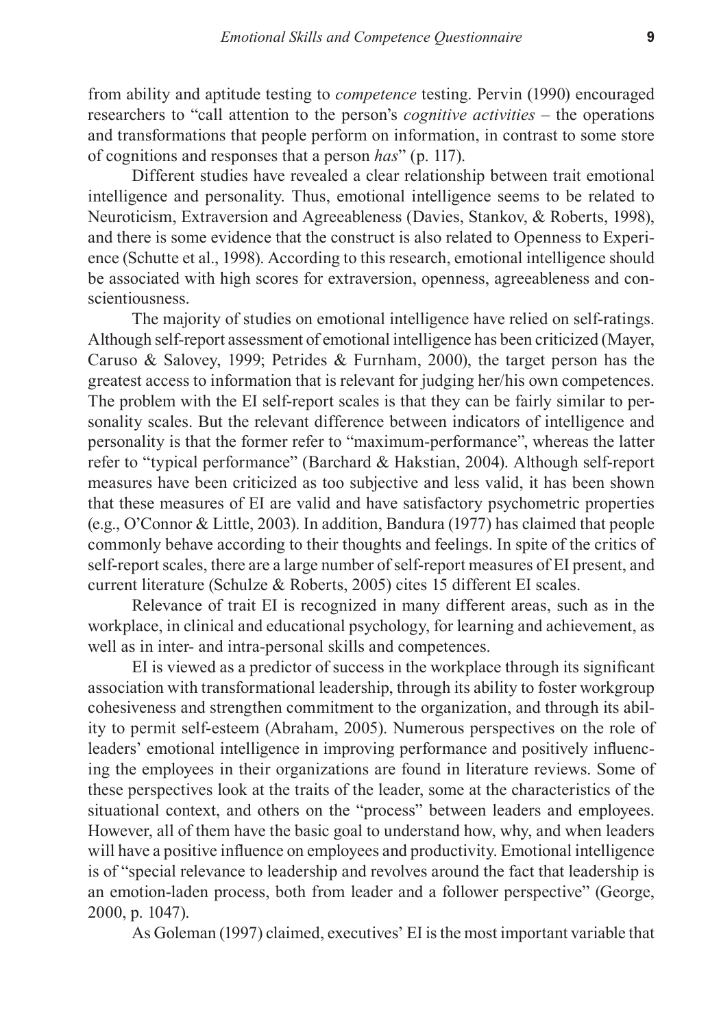from ability and aptitude testing to *competence* testing. Pervin (1990) encouraged researchers to "call attention to the person's *cognitive activities* – the operations and transformations that people perform on information, in contrast to some store of cognitions and responses that a person *has*" (p. 117).

Different studies have revealed a clear relationship between trait emotional intelligence and personality. Thus, emotional intelligence seems to be related to Neuroticism, Extraversion and Agreeableness (Davies, Stankov, & Roberts, 1998), and there is some evidence that the construct is also related to Openness to Experience (Schutte et al., 1998). According to this research, emotional intelligence should be associated with high scores for extraversion, openness, agreeableness and conscientiousness.

The majority of studies on emotional intelligence have relied on self-ratings. Although self-report assessment of emotional intelligence has been criticized (Mayer, Caruso & Salovey, 1999; Petrides & Furnham, 2000), the target person has the greatest access to information that is relevant for judging her/his own competences. The problem with the EI self-report scales is that they can be fairly similar to personality scales. But the relevant difference between indicators of intelligence and personality is that the former refer to "maximum-performance", whereas the latter refer to "typical performance" (Barchard & Hakstian, 2004). Although self-report measures have been criticized as too subjective and less valid, it has been shown that these measures of EI are valid and have satisfactory psychometric properties (e.g., O'Connor & Little, 2003). In addition, Bandura (1977) has claimed that people commonly behave according to their thoughts and feelings. In spite of the critics of self-report scales, there are a large number of self-report measures of EI present, and current literature (Schulze & Roberts, 2005) cites 15 different EI scales.

Relevance of trait EI is recognized in many different areas, such as in the workplace, in clinical and educational psychology, for learning and achievement, as well as in inter- and intra-personal skills and competences.

EI is viewed as a predictor of success in the workplace through its significant association with transformational leadership, through its ability to foster workgroup cohesiveness and strengthen commitment to the organization, and through its ability to permit self-esteem (Abraham, 2005). Numerous perspectives on the role of leaders' emotional intelligence in improving performance and positively influencing the employees in their organizations are found in literature reviews. Some of these perspectives look at the traits of the leader, some at the characteristics of the situational context, and others on the "process" between leaders and employees. However, all of them have the basic goal to understand how, why, and when leaders will have a positive influence on employees and productivity. Emotional intelligence is of "special relevance to leadership and revolves around the fact that leadership is an emotion-laden process, both from leader and a follower perspective" (George, 2000, p. 1047).

As Goleman (1997) claimed, executives' EI is the most important variable that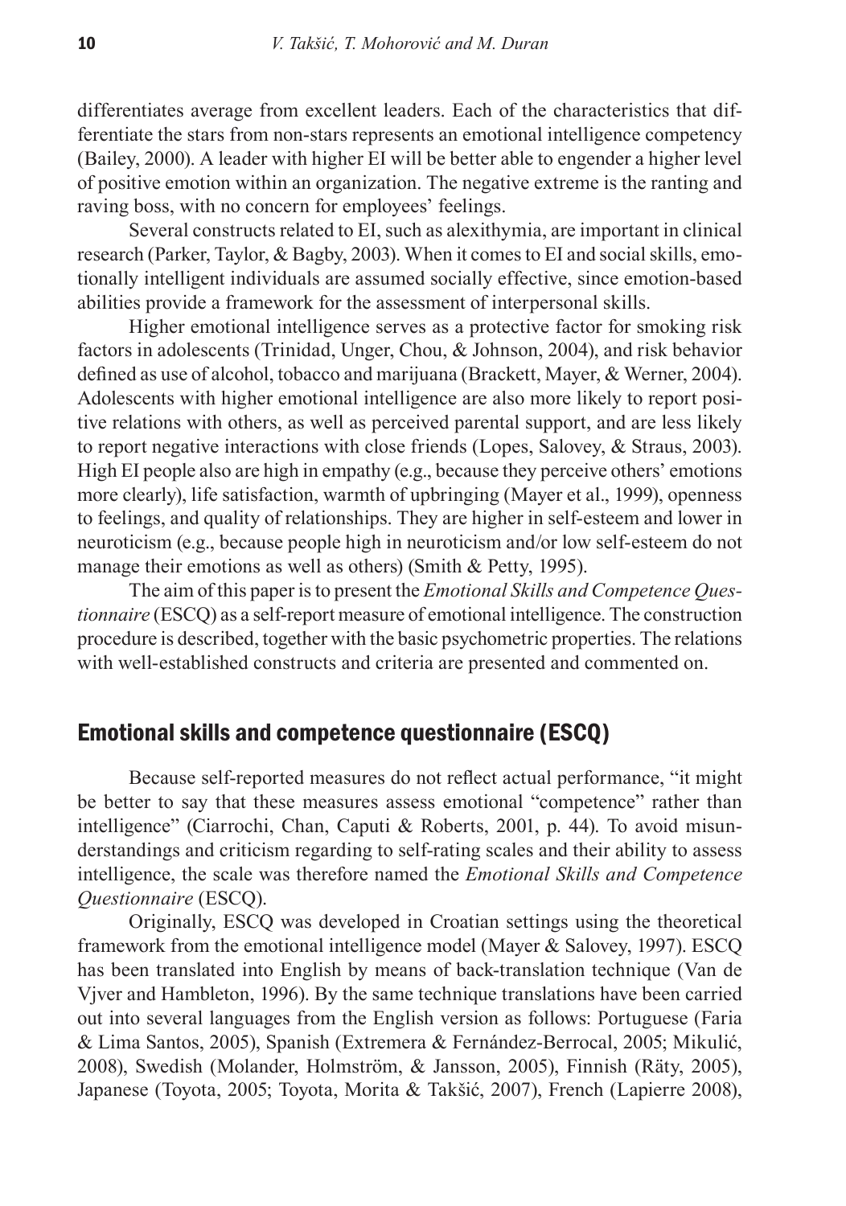differentiates average from excellent leaders. Each of the characteristics that differentiate the stars from non-stars represents an emotional intelligence competency (Bailey, 2000). A leader with higher EI will be better able to engender a higher level of positive emotion within an organization. The negative extreme is the ranting and raving boss, with no concern for employees' feelings.

Several constructs related to EI, such as alexithymia, are important in clinical research (Parker, Taylor, & Bagby, 2003). When it comes to EI and social skills, emotionally intelligent individuals are assumed socially effective, since emotion-based abilities provide a framework for the assessment of interpersonal skills.

Higher emotional intelligence serves as a protective factor for smoking risk factors in adolescents (Trinidad, Unger, Chou, & Johnson, 2004), and risk behavior defined as use of alcohol, tobacco and marijuana (Brackett, Mayer, & Werner, 2004). Adolescents with higher emotional intelligence are also more likely to report positive relations with others, as well as perceived parental support, and are less likely to report negative interactions with close friends (Lopes, Salovey, & Straus, 2003). High EI people also are high in empathy (e.g., because they perceive others' emotions more clearly), life satisfaction, warmth of upbringing (Mayer et al., 1999), openness to feelings, and quality of relationships. They are higher in self-esteem and lower in neuroticism (e.g., because people high in neuroticism and/or low self-esteem do not manage their emotions as well as others) (Smith & Petty, 1995).

The aim of this paper is to present the *Emotional Skills and Competence Questionnaire* (ESCQ) as a self-report measure of emotional intelligence. The construction procedure is described, together with the basic psychometric properties. The relations with well-established constructs and criteria are presented and commented on.

## Emotional skills and competence questionnaire (ESCQ)

Because self-reported measures do not reflect actual performance, "it might be better to say that these measures assess emotional "competence" rather than intelligence" (Ciarrochi, Chan, Caputi & Roberts, 2001, p. 44). To avoid misunderstandings and criticism regarding to self-rating scales and their ability to assess intelligence, the scale was therefore named the *Emotional Skills and Competence Questionnaire* (ESCQ).

Originally, ESCQ was developed in Croatian settings using the theoretical framework from the emotional intelligence model (Mayer & Salovey, 1997). ESCQ has been translated into English by means of back-translation technique (Van de Vjver and Hambleton, 1996). By the same technique translations have been carried out into several languages from the English version as follows: Portuguese (Faria & Lima Santos, 2005), Spanish (Extremera & Fernández-Berrocal, 2005; Mikulić, 2008), Swedish (Molander, Holmström, & Jansson, 2005), Finnish (Räty, 2005), Japanese (Toyota, 2005; Toyota, Morita & Takšić, 2007), French (Lapierre 2008),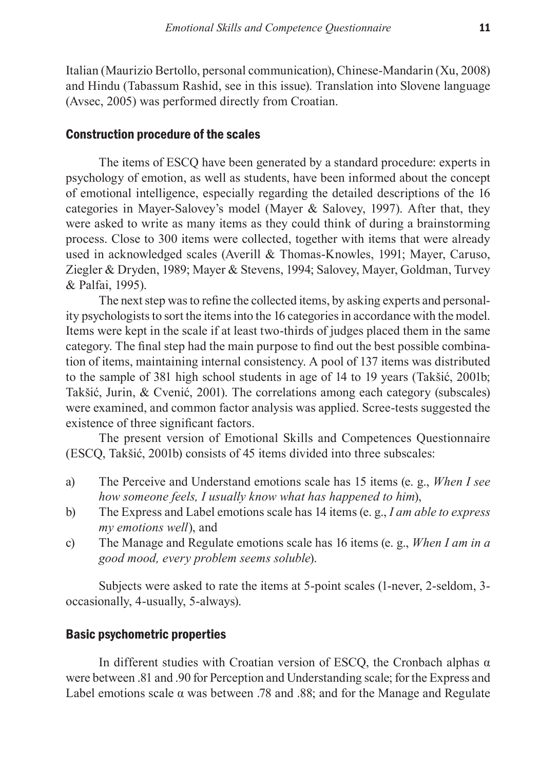Italian (Maurizio Bertollo, personal communication), Chinese-Mandarin (Xu, 2008) and Hindu (Tabassum Rashid, see in this issue). Translation into Slovene language (Avsec, 2005) was performed directly from Croatian.

## Construction procedure of the scales

The items of ESCQ have been generated by a standard procedure: experts in psychology of emotion, as well as students, have been informed about the concept of emotional intelligence, especially regarding the detailed descriptions of the 16 categories in Mayer-Salovey's model (Mayer & Salovey, 1997). After that, they were asked to write as many items as they could think of during a brainstorming process. Close to 300 items were collected, together with items that were already used in acknowledged scales (Averill & Thomas-Knowles, 1991; Mayer, Caruso, Ziegler & Dryden, 1989; Mayer & Stevens, 1994; Salovey, Mayer, Goldman, Turvey & Palfai, 1995).

The next step was to refine the collected items, by asking experts and personality psychologists to sort the items into the 16 categories in accordance with the model. Items were kept in the scale if at least two-thirds of judges placed them in the same category. The final step had the main purpose to find out the best possible combination of items, maintaining internal consistency. A pool of 137 items was distributed to the sample of 381 high school students in age of 14 to 19 years (Takšić, 2001b; Takšić, Jurin, & Cvenić, 2001). The correlations among each category (subscales) were examined, and common factor analysis was applied. Scree-tests suggested the existence of three significant factors.

The present version of Emotional Skills and Competences Questionnaire (ESCQ, Takšić, 2001b) consists of 45 items divided into three subscales:

a) The Perceive and Understand emotions scale has 15 items (e. g., *When I see how someone feels, I usually know what has happened to him*),
b) The Express and Label emotions scale has 14 items (e. g., *I am able to express my emotions well*), and
c) The Manage and Regulate emotions scale has 16 items (e. g., *When I am in a good mood, every problem seems soluble*).

Subjects were asked to rate the items at 5-point scales (1-never, 2-seldom, 3-occasionally, 4-usually, 5-always).

## Basic psychometric properties

In different studies with Croatian version of ESCQ, the Cronbach alphas $\alpha$ were between .81 and .90 for Perception and Understanding scale; for the Express and Label emotions scale $\alpha$ was between .78 and .88; and for the Manage and Regulate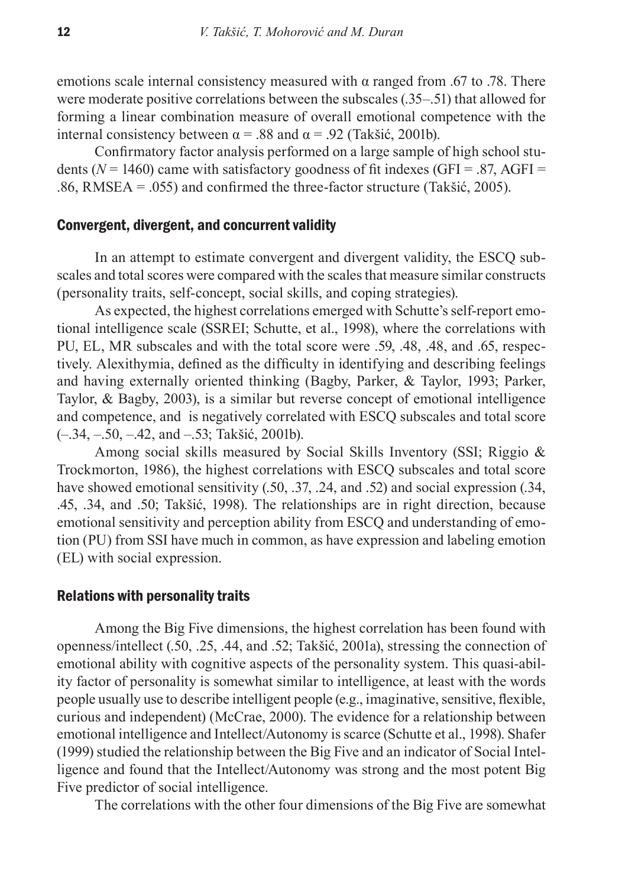emotions scale internal consistency measured with α ranged from .67 to .78. There were moderate positive correlations between the subscales (.35–.51) that allowed for forming a linear combination measure of overall emotional competence with the internal consistency between $\alpha = .88$ and $\alpha = .92$ (Takšić, 2001b).

Confirmatory factor analysis performed on a large sample of high school students ($N = 1460$) came with satisfactory goodness of fit indexes (GFI = .87, AGFI = .86, RMSEA = .055) and confirmed the three-factor structure (Takšić, 2005).

## Convergent, divergent, and concurrent validity

In an attempt to estimate convergent and divergent validity, the ESCQ subscales and total scores were compared with the scales that measure similar constructs (personality traits, self-concept, social skills, and coping strategies).

As expected, the highest correlations emerged with Schutte's self-report emotional intelligence scale (SSREI; Schutte, et al., 1998), where the correlations with PU, EL, MR subscales and with the total score were .59, .48, .48, and .65, respectively. Alexithymia, defined as the difficulty in identifying and describing feelings and having externally oriented thinking (Bagby, Parker, & Taylor, 1993; Parker, Taylor, & Bagby, 2003), is a similar but reverse concept of emotional intelligence and competence, and is negatively correlated with ESCQ subscales and total score (–.34, –.50, –.42, and –.53; Takšić, 2001b).

Among social skills measured by Social Skills Inventory (SSI; Riggio & Trockmorton, 1986), the highest correlations with ESCQ subscales and total score have showed emotional sensitivity (.50, .37, .24, and .52) and social expression (.34, .45, .34, and .50; Takšić, 1998). The relationships are in right direction, because emotional sensitivity and perception ability from ESCQ and understanding of emotion (PU) from SSI have much in common, as have expression and labeling emotion (EL) with social expression.

## Relations with personality traits

Among the Big Five dimensions, the highest correlation has been found with openness/intellect (.50, .25, .44, and .52; Takšić, 2001a), stressing the connection of emotional ability with cognitive aspects of the personality system. This quasi-ability factor of personality is somewhat similar to intelligence, at least with the words people usually use to describe intelligent people (e.g., imaginative, sensitive, flexible, curious and independent) (McCrae, 2000). The evidence for a relationship between emotional intelligence and Intellect/Autonomy is scarce (Schutte et al., 1998). Shafer (1999) studied the relationship between the Big Five and an indicator of Social Intelligence and found that the Intellect/Autonomy was strong and the most potent Big Five predictor of social intelligence.

The correlations with the other four dimensions of the Big Five are somewhat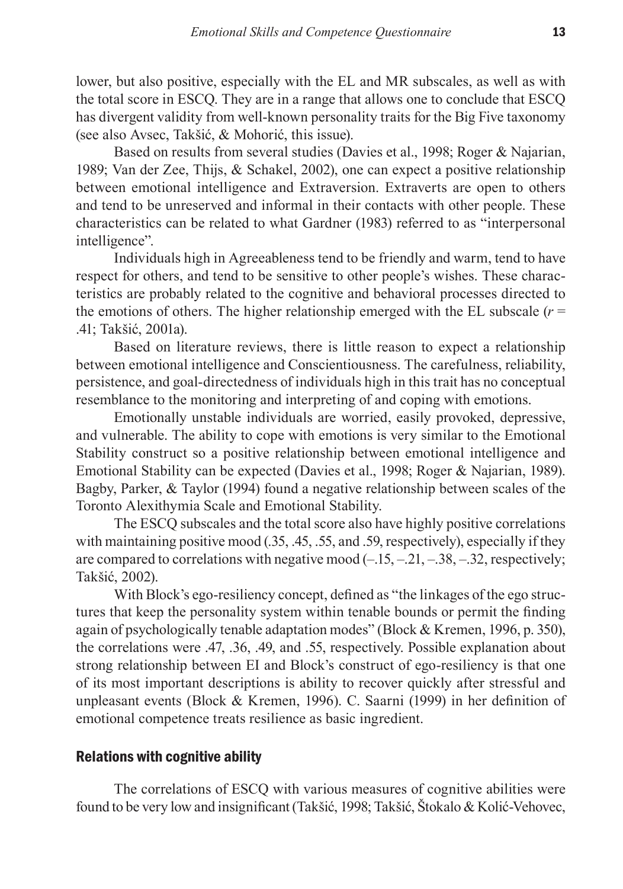lower, but also positive, especially with the EL and MR subscales, as well as with the total score in ESCQ. They are in a range that allows one to conclude that ESCQ has divergent validity from well-known personality traits for the Big Five taxonomy (see also Avsec, Takšić, & Mohorić, this issue).

Based on results from several studies (Davies et al., 1998; Roger & Najarian, 1989; Van der Zee, Thijs, & Schakel, 2002), one can expect a positive relationship between emotional intelligence and Extraversion. Extraverts are open to others and tend to be unreserved and informal in their contacts with other people. These characteristics can be related to what Gardner (1983) referred to as "interpersonal intelligence".

Individuals high in Agreeableness tend to be friendly and warm, tend to have respect for others, and tend to be sensitive to other people's wishes. These characteristics are probably related to the cognitive and behavioral processes directed to the emotions of others. The higher relationship emerged with the EL subscale ($r$ = .41; Takšić, 2001a).

Based on literature reviews, there is little reason to expect a relationship between emotional intelligence and Conscientiousness. The carefulness, reliability, persistence, and goal-directedness of individuals high in this trait has no conceptual resemblance to the monitoring and interpreting of and coping with emotions.

Emotionally unstable individuals are worried, easily provoked, depressive, and vulnerable. The ability to cope with emotions is very similar to the Emotional Stability construct so a positive relationship between emotional intelligence and Emotional Stability can be expected (Davies et al., 1998; Roger & Najarian, 1989). Bagby, Parker, & Taylor (1994) found a negative relationship between scales of the Toronto Alexithymia Scale and Emotional Stability.

The ESCQ subscales and the total score also have highly positive correlations with maintaining positive mood (.35, .45, .55, and .59, respectively), especially if they are compared to correlations with negative mood (–.15, –.21, –.38, –.32, respectively; Takšić, 2002).

With Block's ego-resiliency concept, defined as "the linkages of the ego structures that keep the personality system within tenable bounds or permit the finding again of psychologically tenable adaptation modes" (Block & Kremen, 1996, p. 350), the correlations were .47, .36, .49, and .55, respectively. Possible explanation about strong relationship between EI and Block's construct of ego-resiliency is that one of its most important descriptions is ability to recover quickly after stressful and unpleasant events (Block & Kremen, 1996). C. Saarni (1999) in her definition of emotional competence treats resilience as basic ingredient.

### Relations with cognitive ability

The correlations of ESCQ with various measures of cognitive abilities were found to be very low and insignificant (Takšić, 1998; Takšić, Štokalo & Kolić-Vehovec,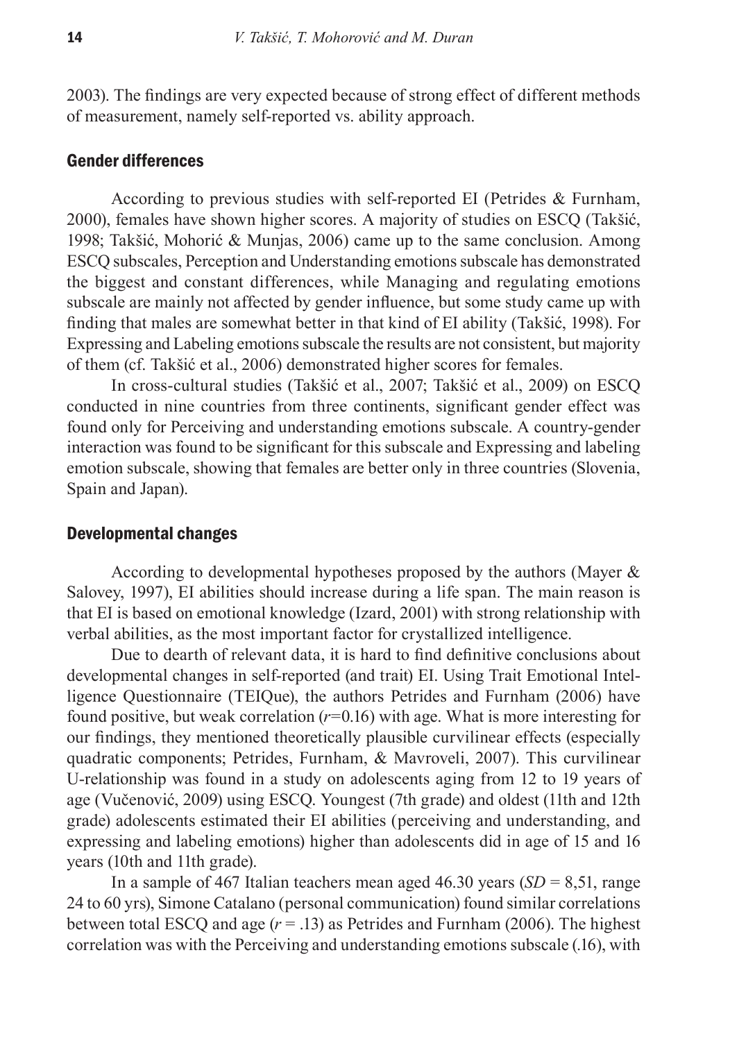2003). The findings are very expected because of strong effect of different methods of measurement, namely self-reported vs. ability approach.

## Gender differences

According to previous studies with self-reported EI (Petrides & Furnham, 2000), females have shown higher scores. A majority of studies on ESCQ (Takšić, 1998; Takšić, Mohorić & Munjas, 2006) came up to the same conclusion. Among ESCQ subscales, Perception and Understanding emotions subscale has demonstrated the biggest and constant differences, while Managing and regulating emotions subscale are mainly not affected by gender influence, but some study came up with finding that males are somewhat better in that kind of EI ability (Takšić, 1998). For Expressing and Labeling emotions subscale the results are not consistent, but majority of them (cf. Takšić et al., 2006) demonstrated higher scores for females.

In cross-cultural studies (Takšić et al., 2007; Takšić et al., 2009) on ESCQ conducted in nine countries from three continents, significant gender effect was found only for Perceiving and understanding emotions subscale. A country-gender interaction was found to be significant for this subscale and Expressing and labeling emotion subscale, showing that females are better only in three countries (Slovenia, Spain and Japan).

## Developmental changes

According to developmental hypotheses proposed by the authors (Mayer & Salovey, 1997), EI abilities should increase during a life span. The main reason is that EI is based on emotional knowledge (Izard, 2001) with strong relationship with verbal abilities, as the most important factor for crystallized intelligence.

Due to dearth of relevant data, it is hard to find definitive conclusions about developmental changes in self-reported (and trait) EI. Using Trait Emotional Intelligence Questionnaire (TEIQue), the authors Petrides and Furnham (2006) have found positive, but weak correlation ($r$=0.16) with age. What is more interesting for our findings, they mentioned theoretically plausible curvilinear effects (especially quadratic components; Petrides, Furnham, & Mavroveli, 2007). This curvilinear U-relationship was found in a study on adolescents aging from 12 to 19 years of age (Vučenović, 2009) using ESCQ. Youngest (7th grade) and oldest (11th and 12th grade) adolescents estimated their EI abilities (perceiving and understanding, and expressing and labeling emotions) higher than adolescents did in age of 15 and 16 years (10th and 11th grade).

In a sample of 467 Italian teachers mean aged 46.30 years ($SD$ = 8,51, range 24 to 60 yrs), Simone Catalano (personal communication) found similar correlations between total ESCQ and age ($r$ = .13) as Petrides and Furnham (2006). The highest correlation was with the Perceiving and understanding emotions subscale (.16), with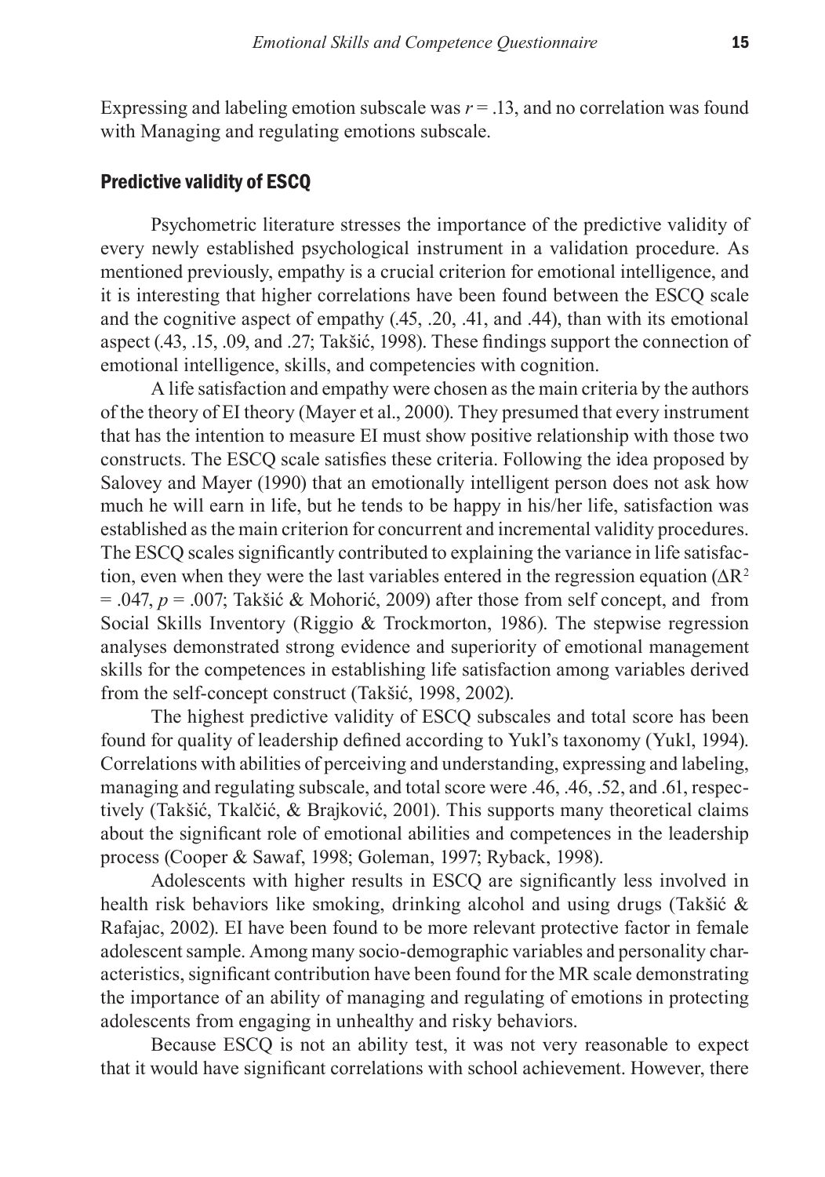Expressing and labeling emotion subscale was $r = .13$, and no correlation was found with Managing and regulating emotions subscale.

## Predictive validity of ESCQ

Psychometric literature stresses the importance of the predictive validity of every newly established psychological instrument in a validation procedure. As mentioned previously, empathy is a crucial criterion for emotional intelligence, and it is interesting that higher correlations have been found between the ESCQ scale and the cognitive aspect of empathy (.45, .20, .41, and .44), than with its emotional aspect (.43, .15, .09, and .27; Takšić, 1998). These findings support the connection of emotional intelligence, skills, and competencies with cognition.

A life satisfaction and empathy were chosen as the main criteria by the authors of the theory of EI theory (Mayer et al., 2000). They presumed that every instrument that has the intention to measure EI must show positive relationship with those two constructs. The ESCQ scale satisfies these criteria. Following the idea proposed by Salovey and Mayer (1990) that an emotionally intelligent person does not ask how much he will earn in life, but he tends to be happy in his/her life, satisfaction was established as the main criterion for concurrent and incremental validity procedures. The ESCQ scales significantly contributed to explaining the variance in life satisfaction, even when they were the last variables entered in the regression equation ($\Delta R^2 = .047$, $p = .007$; Takšić & Mohorić, 2009) after those from self concept, and from Social Skills Inventory (Riggio & Trockmorton, 1986). The stepwise regression analyses demonstrated strong evidence and superiority of emotional management skills for the competences in establishing life satisfaction among variables derived from the self-concept construct (Takšić, 1998, 2002).

The highest predictive validity of ESCQ subscales and total score has been found for quality of leadership defined according to Yukl's taxonomy (Yukl, 1994). Correlations with abilities of perceiving and understanding, expressing and labeling, managing and regulating subscale, and total score were .46, .46, .52, and .61, respectively (Takšić, Tkalčić, & Brajković, 2001). This supports many theoretical claims about the significant role of emotional abilities and competences in the leadership process (Cooper & Sawaf, 1998; Goleman, 1997; Ryback, 1998).

Adolescents with higher results in ESCQ are significantly less involved in health risk behaviors like smoking, drinking alcohol and using drugs (Takšić & Rafajac, 2002). EI have been found to be more relevant protective factor in female adolescent sample. Among many socio-demographic variables and personality characteristics, significant contribution have been found for the MR scale demonstrating the importance of an ability of managing and regulating of emotions in protecting adolescents from engaging in unhealthy and risky behaviors.

Because ESCQ is not an ability test, it was not very reasonable to expect that it would have significant correlations with school achievement. However, there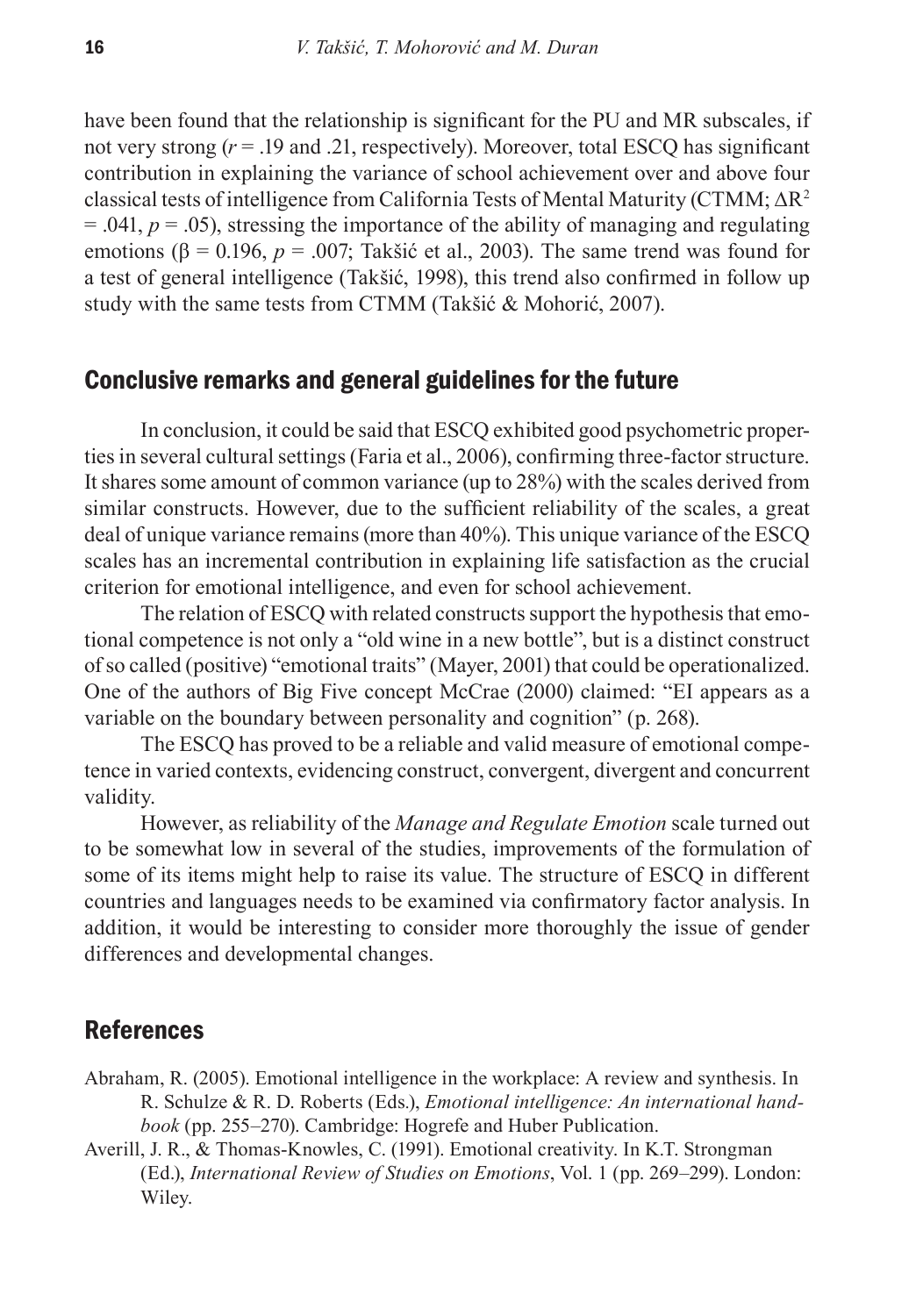have been found that the relationship is significant for the PU and MR subscales, if not very strong (*r* = .19 and .21, respectively). Moreover, total ESCQ has significant contribution in explaining the variance of school achievement over and above four classical tests of intelligence from California Tests of Mental Maturity (CTMM; $\Delta R^2 = .041$, $p = .05$), stressing the importance of the ability of managing and regulating emotions ($\beta = 0.196$, $p = .007$; Takšić et al., 2003). The same trend was found for a test of general intelligence (Takšić, 1998), this trend also confirmed in follow up study with the same tests from CTMM (Takšić & Mohorić, 2007).

## Conclusive remarks and general guidelines for the future

In conclusion, it could be said that ESCQ exhibited good psychometric properties in several cultural settings (Faria et al., 2006), confirming three-factor structure. It shares some amount of common variance (up to 28%) with the scales derived from similar constructs. However, due to the sufficient reliability of the scales, a great deal of unique variance remains (more than 40%). This unique variance of the ESCQ scales has an incremental contribution in explaining life satisfaction as the crucial criterion for emotional intelligence, and even for school achievement.

The relation of ESCQ with related constructs support the hypothesis that emotional competence is not only a "old wine in a new bottle", but is a distinct construct of so called (positive) "emotional traits" (Mayer, 2001) that could be operationalized. One of the authors of Big Five concept McCrae (2000) claimed: "EI appears as a variable on the boundary between personality and cognition" (p. 268).

The ESCQ has proved to be a reliable and valid measure of emotional competence in varied contexts, evidencing construct, convergent, divergent and concurrent validity.

However, as reliability of the *Manage and Regulate Emotion* scale turned out to be somewhat low in several of the studies, improvements of the formulation of some of its items might help to raise its value. The structure of ESCQ in different countries and languages needs to be examined via confirmatory factor analysis. In addition, it would be interesting to consider more thoroughly the issue of gender differences and developmental changes.

## References

Abraham, R. (2005). Emotional intelligence in the workplace: A review and synthesis. In R. Schulze & R. D. Roberts (Eds.), *Emotional intelligence: An international handbook* (pp. 255–270). Cambridge: Hogrefe and Huber Publication.

Averill, J. R., & Thomas-Knowles, C. (1991). Emotional creativity. In K.T. Strongman (Ed.), *International Review of Studies on Emotions*, Vol. 1 (pp. 269–299). London: Wiley.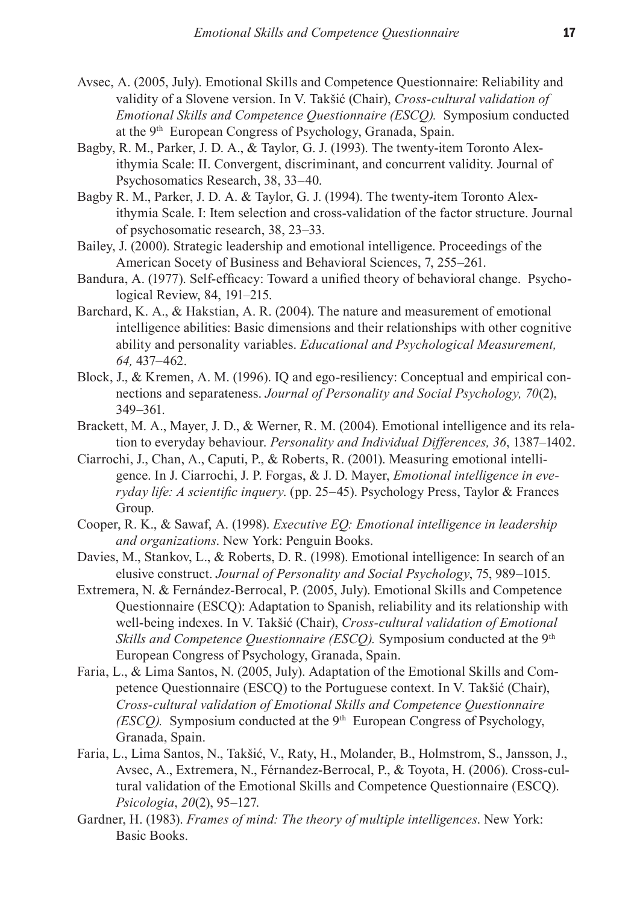Avsec, A. (2005, July). Emotional Skills and Competence Questionnaire: Reliability and validity of a Slovene version. In V. Takšić (Chair), *Cross-cultural validation of Emotional Skills and Competence Questionnaire (ESCQ).* Symposium conducted at the 9th European Congress of Psychology, Granada, Spain.

Bagby, R. M., Parker, J. D. A., & Taylor, G. J. (1993). The twenty-item Toronto Alexithymia Scale: II. Convergent, discriminant, and concurrent validity. Journal of Psychosomatics Research, 38, 33–40.

Bagby R. M., Parker, J. D. A. & Taylor, G. J. (1994). The twenty-item Toronto Alexithymia Scale. I: Item selection and cross-validation of the factor structure. Journal of psychosomatic research, 38, 23–33.

Bailey, J. (2000). Strategic leadership and emotional intelligence. Proceedings of the American Socety of Business and Behavioral Sciences, 7, 255–261.

Bandura, A. (1977). Self-efficacy: Toward a unified theory of behavioral change. Psychological Review, 84, 191–215.

Barchard, K. A., & Hakstian, A. R. (2004). The nature and measurement of emotional intelligence abilities: Basic dimensions and their relationships with other cognitive ability and personality variables. *Educational and Psychological Measurement, 64,* 437–462.

Block, J., & Kremen, A. M. (1996). IQ and ego-resiliency: Conceptual and empirical connections and separateness. *Journal of Personality and Social Psychology, 70*(2), 349–361.

Brackett, M. A., Mayer, J. D., & Werner, R. M. (2004). Emotional intelligence and its relation to everyday behaviour. *Personality and Individual Differences, 36*, 1387–1402.

Ciarrochi, J., Chan, A., Caputi, P., & Roberts, R. (2001). Measuring emotional intelligence. In J. Ciarrochi, J. P. Forgas, & J. D. Mayer, *Emotional intelligence in everyday life: A scientific inquery*. (pp. 25–45). Psychology Press, Taylor & Frances Group.

Cooper, R. K., & Sawaf, A. (1998). *Executive EQ: Emotional intelligence in leadership and organizations*. New York: Penguin Books.

Davies, M., Stankov, L., & Roberts, D. R. (1998). Emotional intelligence: In search of an elusive construct. *Journal of Personality and Social Psychology*, 75, 989–1015.

Extremera, N. & Fernández-Berrocal, P. (2005, July). Emotional Skills and Competence Questionnaire (ESCQ): Adaptation to Spanish, reliability and its relationship with well-being indexes. In V. Takšić (Chair), *Cross-cultural validation of Emotional Skills and Competence Questionnaire (ESCQ).* Symposium conducted at the 9th European Congress of Psychology, Granada, Spain.

Faria, L., & Lima Santos, N. (2005, July). Adaptation of the Emotional Skills and Competence Questionnaire (ESCQ) to the Portuguese context. In V. Takšić (Chair), *Cross-cultural validation of Emotional Skills and Competence Questionnaire (ESCQ).* Symposium conducted at the 9th European Congress of Psychology, Granada, Spain.

Faria, L., Lima Santos, N., Takšić, V., Raty, H., Molander, B., Holmstrom, S., Jansson, J., Avsec, A., Extremera, N., Férnandez-Berrocal, P., & Toyota, H. (2006). Cross-cultural validation of the Emotional Skills and Competence Questionnaire (ESCQ). *Psicologia*, *20*(2), 95–127.

Gardner, H. (1983). *Frames of mind: The theory of multiple intelligences*. New York: Basic Books.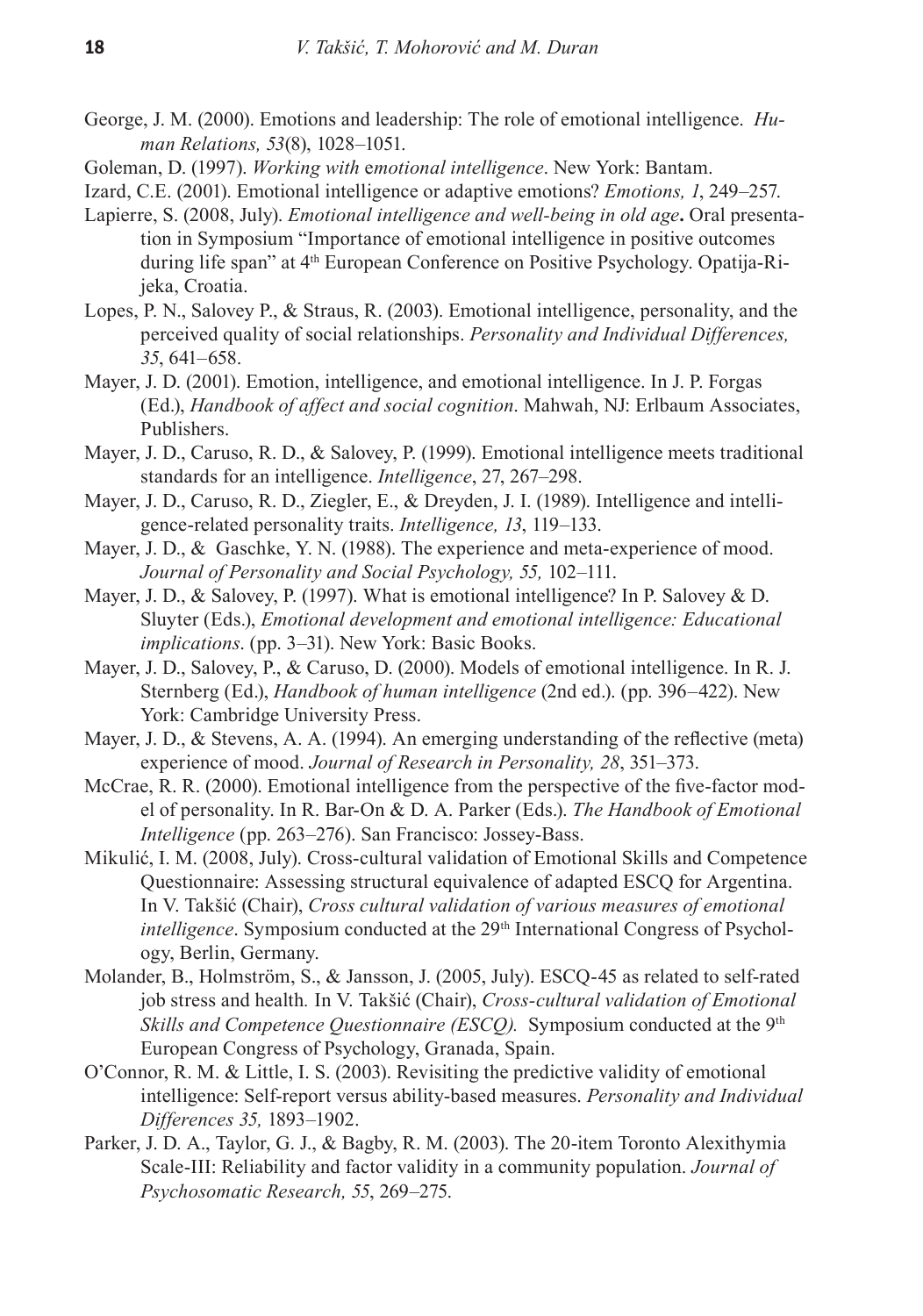George, J. M. (2000). Emotions and leadership: The role of emotional intelligence. *Human Relations, 53*(8), 1028–1051.

Goleman, D. (1997). *Working with* e*motional intelligence*. New York: Bantam.

Izard, C.E. (2001). Emotional intelligence or adaptive emotions? *Emotions, 1*, 249–257.

Lapierre, S. (2008, July). *Emotional intelligence and well-being in old age***.** Oral presentation in Symposium "Importance of emotional intelligence in positive outcomes during life span" at 4th European Conference on Positive Psychology. Opatija-Rijeka, Croatia.

Lopes, P. N., Salovey P., & Straus, R. (2003). Emotional intelligence, personality, and the perceived quality of social relationships. *Personality and Individual Differences, 35*, 641–658.

Mayer, J. D. (2001). Emotion, intelligence, and emotional intelligence. In J. P. Forgas (Ed.), *Handbook of affect and social cognition*. Mahwah, NJ: Erlbaum Associates, Publishers.

Mayer, J. D., Caruso, R. D., & Salovey, P. (1999). Emotional intelligence meets traditional standards for an intelligence. *Intelligence*, 27, 267–298.

Mayer, J. D., Caruso, R. D., Ziegler, E., & Dreyden, J. I. (1989). Intelligence and intelligence-related personality traits. *Intelligence, 13*, 119–133.

Mayer, J. D., & Gaschke, Y. N. (1988). The experience and meta-experience of mood. *Journal of Personality and Social Psychology, 55,* 102–111.

Mayer, J. D., & Salovey, P. (1997). What is emotional intelligence? In P. Salovey & D. Sluyter (Eds.), *Emotional development and emotional intelligence: Educational implications*. (pp. 3–31). New York: Basic Books.

Mayer, J. D., Salovey, P., & Caruso, D. (2000). Models of emotional intelligence. In R. J. Sternberg (Ed.), *Handbook of human intelligence* (2nd ed.). (pp. 396–422). New York: Cambridge University Press.

Mayer, J. D., & Stevens, A. A. (1994). An emerging understanding of the reflective (meta) experience of mood. *Journal of Research in Personality, 28*, 351–373.

McCrae, R. R. (2000). Emotional intelligence from the perspective of the five-factor model of personality. In R. Bar-On & D. A. Parker (Eds.). *The Handbook of Emotional Intelligence* (pp. 263–276). San Francisco: Jossey-Bass.

Mikulić, I. M. (2008, July). Cross-cultural validation of Emotional Skills and Competence Questionnaire: Assessing structural equivalence of adapted ESCQ for Argentina. In V. Takšić (Chair), *Cross cultural validation of various measures of emotional intelligence*. Symposium conducted at the 29th International Congress of Psychology, Berlin, Germany.

Molander, B., Holmström, S., & Jansson, J. (2005, July). ESCQ-45 as related to self-rated job stress and health. In V. Takšić (Chair), *Cross-cultural validation of Emotional Skills and Competence Questionnaire (ESCQ).* Symposium conducted at the 9th European Congress of Psychology, Granada, Spain.

O'Connor, R. M. & Little, I. S. (2003). Revisiting the predictive validity of emotional intelligence: Self-report versus ability-based measures. *Personality and Individual Differences 35,* 1893–1902.

Parker, J. D. A., Taylor, G. J., & Bagby, R. M. (2003). The 20-item Toronto Alexithymia Scale-III: Reliability and factor validity in a community population. *Journal of Psychosomatic Research, 55*, 269–275.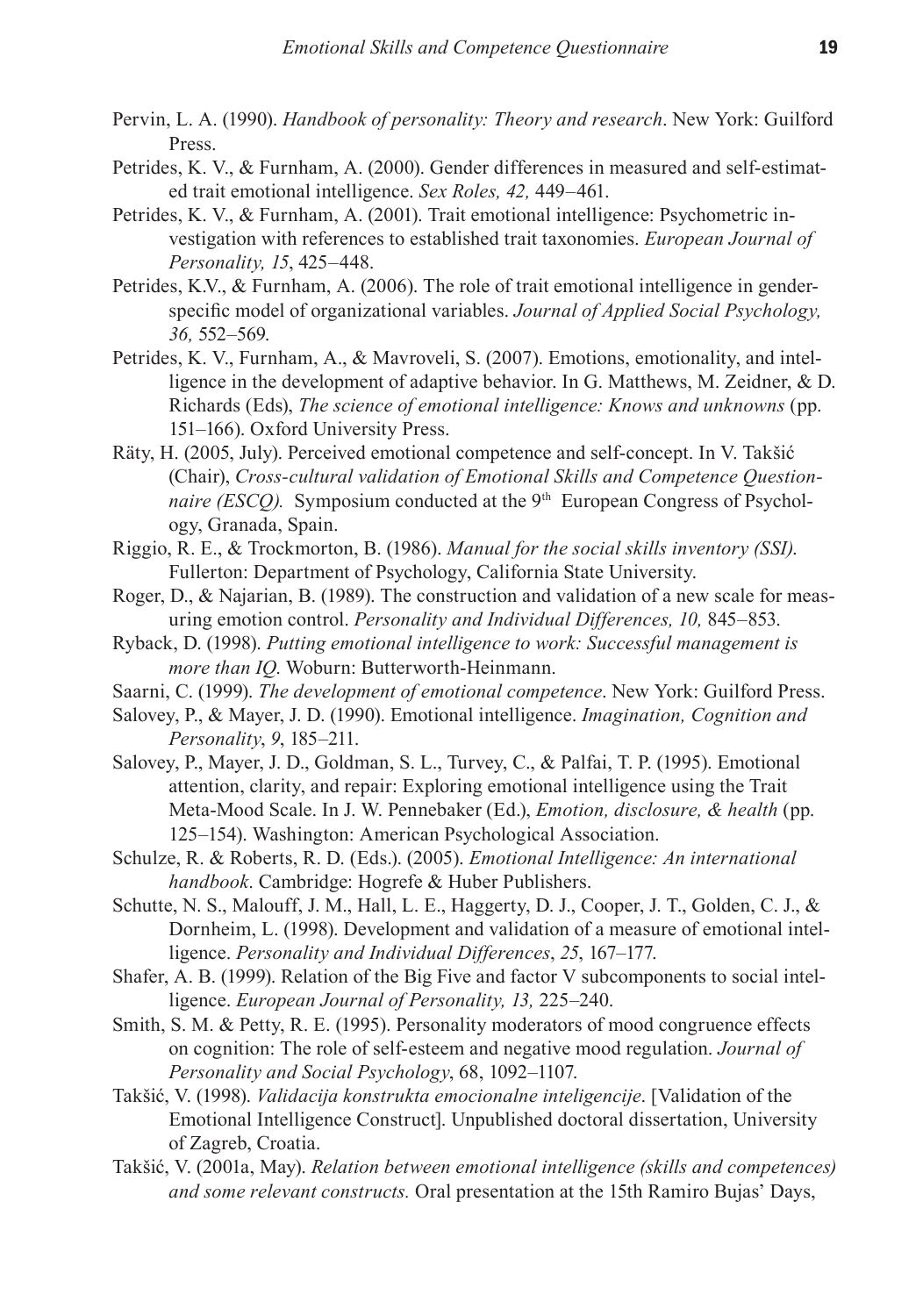Pervin, L. A. (1990). *Handbook of personality: Theory and research*. New York: Guilford Press.

Petrides, K. V., & Furnham, A. (2000). Gender differences in measured and self-estimated trait emotional intelligence. *Sex Roles, 42,* 449–461.

Petrides, K. V., & Furnham, A. (2001). Trait emotional intelligence: Psychometric investigation with references to established trait taxonomies. *European Journal of Personality, 15*, 425–448.

Petrides, K.V., & Furnham, A. (2006). The role of trait emotional intelligence in gender-specific model of organizational variables. *Journal of Applied Social Psychology, 36,* 552–569.

Petrides, K. V., Furnham, A., & Mavroveli, S. (2007). Emotions, emotionality, and intelligence in the development of adaptive behavior. In G. Matthews, M. Zeidner, & D. Richards (Eds), *The science of emotional intelligence: Knows and unknowns* (pp. 151–166). Oxford University Press.

Räty, H. (2005, July). Perceived emotional competence and self-concept. In V. Takšić (Chair), *Cross-cultural validation of Emotional Skills and Competence Questionnaire (ESCQ).* Symposium conducted at the 9th European Congress of Psychology, Granada, Spain.

Riggio, R. E., & Trockmorton, B. (1986). *Manual for the social skills inventory (SSI).* Fullerton: Department of Psychology, California State University.

Roger, D., & Najarian, B. (1989). The construction and validation of a new scale for measuring emotion control. *Personality and Individual Differences, 10,* 845–853.

Ryback, D. (1998). *Putting emotional intelligence to work: Successful management is more than IQ*. Woburn: Butterworth-Heinmann.

Saarni, C. (1999). *The development of emotional competence*. New York: Guilford Press.

Salovey, P., & Mayer, J. D. (1990). Emotional intelligence. *Imagination, Cognition and Personality*, *9*, 185–211.

Salovey, P., Mayer, J. D., Goldman, S. L., Turvey, C., & Palfai, T. P. (1995). Emotional attention, clarity, and repair: Exploring emotional intelligence using the Trait Meta-Mood Scale. In J. W. Pennebaker (Ed.), *Emotion, disclosure, & health* (pp. 125–154). Washington: American Psychological Association.

Schulze, R. & Roberts, R. D. (Eds.). (2005). *Emotional Intelligence: An international handbook*. Cambridge: Hogrefe & Huber Publishers.

Schutte, N. S., Malouff, J. M., Hall, L. E., Haggerty, D. J., Cooper, J. T., Golden, C. J., & Dornheim, L. (1998). Development and validation of a measure of emotional intelligence. *Personality and Individual Differences*, *25*, 167–177.

Shafer, A. B. (1999). Relation of the Big Five and factor V subcomponents to social intelligence. *European Journal of Personality, 13,* 225–240.

Smith, S. M. & Petty, R. E. (1995). Personality moderators of mood congruence effects on cognition: The role of self-esteem and negative mood regulation. *Journal of Personality and Social Psychology*, 68, 1092–1107.

Takšić, V. (1998). *Validacija konstrukta emocionalne inteligencije*. [Validation of the Emotional Intelligence Construct]. Unpublished doctoral dissertation, University of Zagreb, Croatia.

Takšić, V. (2001a, May). *Relation between emotional intelligence (skills and competences) and some relevant constructs.* Oral presentation at the 15th Ramiro Bujas' Days,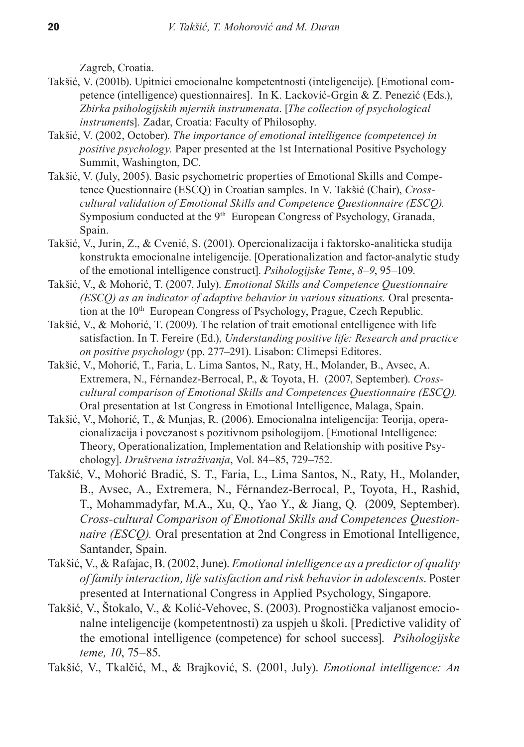Zagreb, Croatia.

Takšić, V. (2001b). Upitnici emocionalne kompetentnosti (inteligencije). [Emotional competence (intelligence) questionnaires]. In K. Lacković-Grgin & Z. Penezić (Eds.), *Zbirka psihologijskih mjernih instrumenata*. [*The collection of psychological instruments*]. Zadar, Croatia: Faculty of Philosophy.

Takšić, V. (2002, October). *The importance of emotional intelligence (competence) in positive psychology.* Paper presented at the 1st International Positive Psychology Summit, Washington, DC.

Takšić, V. (July, 2005). Basic psychometric properties of Emotional Skills and Competence Questionnaire (ESCQ) in Croatian samples. In V. Takšić (Chair), *Cross-cultural validation of Emotional Skills and Competence Questionnaire (ESCQ).* Symposium conducted at the 9th European Congress of Psychology, Granada, Spain.

Takšić, V., Jurin, Z., & Cvenić, S. (2001). Opercionalizacija i faktorsko-analiticka studija konstrukta emocionalne inteligencije. [Operationalization and factor-analytic study of the emotional intelligence construct]. *Psihologijske Teme*, *8–9*, 95–109.

Takšić, V., & Mohorić, T. (2007, July). *Emotional Skills and Competence Questionnaire (ESCQ) as an indicator of adaptive behavior in various situations.* Oral presentation at the 10th European Congress of Psychology, Prague, Czech Republic.

Takšić, V., & Mohorić, T. (2009). The relation of trait emotional entelligence with life satisfaction. In T. Fereire (Ed.), *Understanding positive life: Research and practice on positive psychology* (pp. 277–291). Lisabon: Climepsi Editores.

Takšić, V., Mohorić, T., Faria, L. Lima Santos, N., Raty, H., Molander, B., Avsec, A. Extremera, N., Férnandez-Berrocal, P., & Toyota, H. (2007, September). *Cross-cultural comparison of Emotional Skills and Competences Questionnaire (ESCQ).* Oral presentation at 1st Congress in Emotional Intelligence, Malaga, Spain.

Takšić, V., Mohorić, T., & Munjas, R. (2006). Emocionalna inteligencija: Teorija, operacionalizacija i povezanost s pozitivnom psihologijom. [Emotional Intelligence: Theory, Operationalization, Implementation and Relationship with positive Psychology]. *Društvena istraživanja*, Vol. 84–85, 729–752.

Takšić, V., Mohorić Bradić, S. T., Faria, L., Lima Santos, N., Raty, H., Molander, B., Avsec, A., Extremera, N., Férnandez-Berrocal, P., Toyota, H., Rashid, T., Mohammadyfar, M.A., Xu, Q., Yao Y., & Jiang, Q. (2009, September). *Cross-cultural Comparison of Emotional Skills and Competences Questionnaire (ESCQ).* Oral presentation at 2nd Congress in Emotional Intelligence, Santander, Spain.

Takšić, V., & Rafajac, B. (2002, June). *Emotional intelligence as a predictor of quality of family interaction, life satisfaction and risk behavior in adolescents*. Poster presented at International Congress in Applied Psychology, Singapore.

Takšić, V., Štokalo, V., & Kolić-Vehovec, S. (2003). Prognostička valjanost emocionalne inteligencije (kompetentnosti) za uspjeh u školi. [Predictive validity of the emotional intelligence (competence) for school success]. *Psihologijske teme, 10*, 75–85.

Takšić, V., Tkalčić, M., & Brajković, S. (2001, July). *Emotional intelligence: An*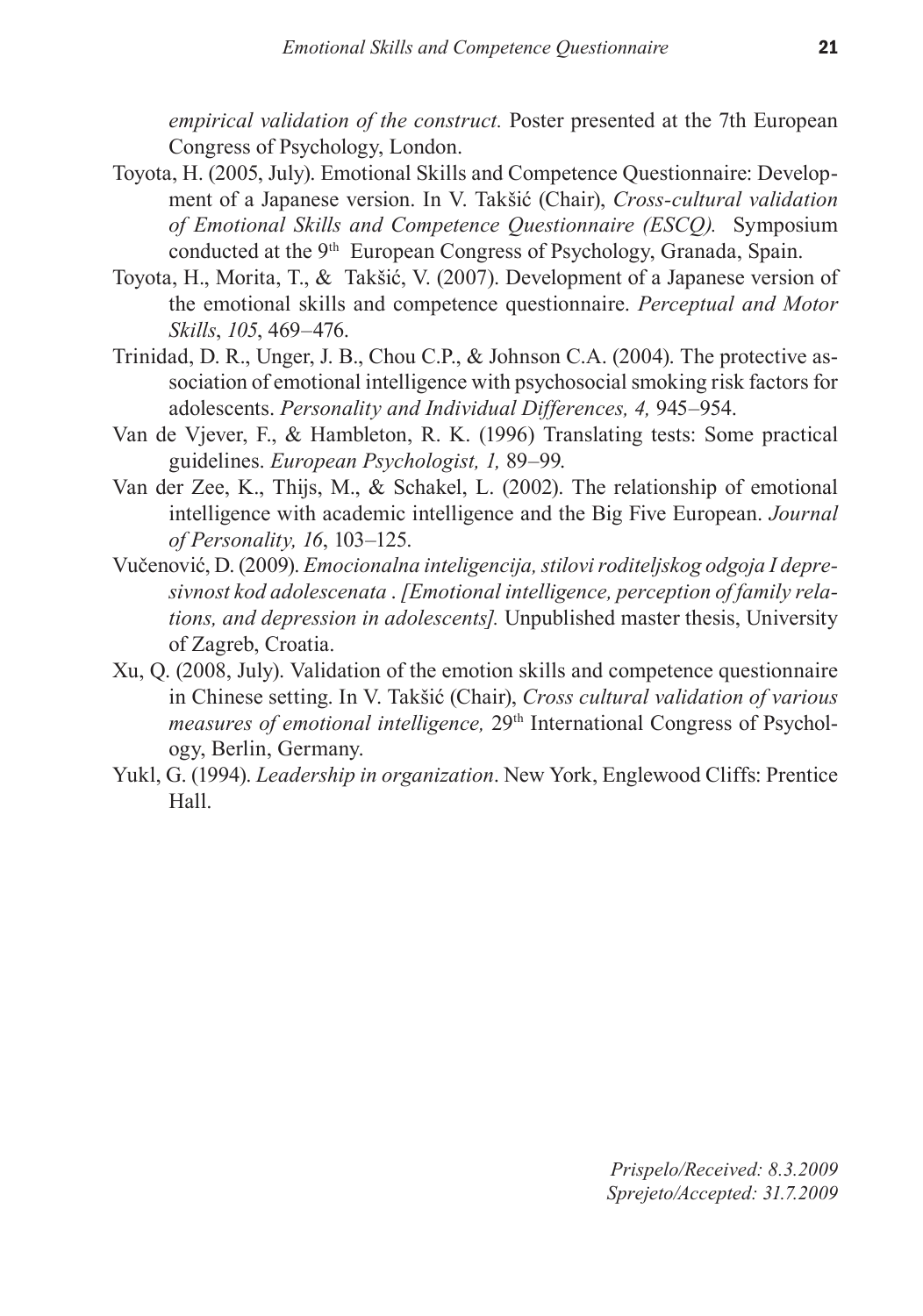*empirical validation of the construct.* Poster presented at the 7th European Congress of Psychology, London.

Toyota, H. (2005, July). Emotional Skills and Competence Questionnaire: Development of a Japanese version. In V. Takšić (Chair), *Cross-cultural validation of Emotional Skills and Competence Questionnaire (ESCQ).* Symposium conducted at the 9th European Congress of Psychology, Granada, Spain.

Toyota, H., Morita, T., & Takšić, V. (2007). Development of a Japanese version of the emotional skills and competence questionnaire. *Perceptual and Motor Skills*, *105*, 469–476.

Trinidad, D. R., Unger, J. B., Chou C.P., & Johnson C.A. (2004). The protective association of emotional intelligence with psychosocial smoking risk factors for adolescents. *Personality and Individual Differences, 4,* 945–954.

Van de Vjever, F., & Hambleton, R. K. (1996) Translating tests: Some practical guidelines. *European Psychologist, 1,* 89–99.

Van der Zee, K., Thijs, M., & Schakel, L. (2002). The relationship of emotional intelligence with academic intelligence and the Big Five European. *Journal of Personality, 16*, 103–125.

Vučenović, D. (2009). *Emocionalna inteligencija, stilovi roditeljskog odgoja I depresivnost kod adolescenata . [Emotional intelligence, perception of family relations, and depression in adolescents].* Unpublished master thesis, University of Zagreb, Croatia.

Xu, Q. (2008, July). Validation of the emotion skills and competence questionnaire in Chinese setting. In V. Takšić (Chair), *Cross cultural validation of various measures of emotional intelligence,* 29th International Congress of Psychology, Berlin, Germany.

Yukl, G. (1994). *Leadership in organization*. New York, Englewood Cliffs: Prentice Hall.

*Prispelo/Received: 8.3.2009*
*Sprejeto/Accepted: 31.7.2009*